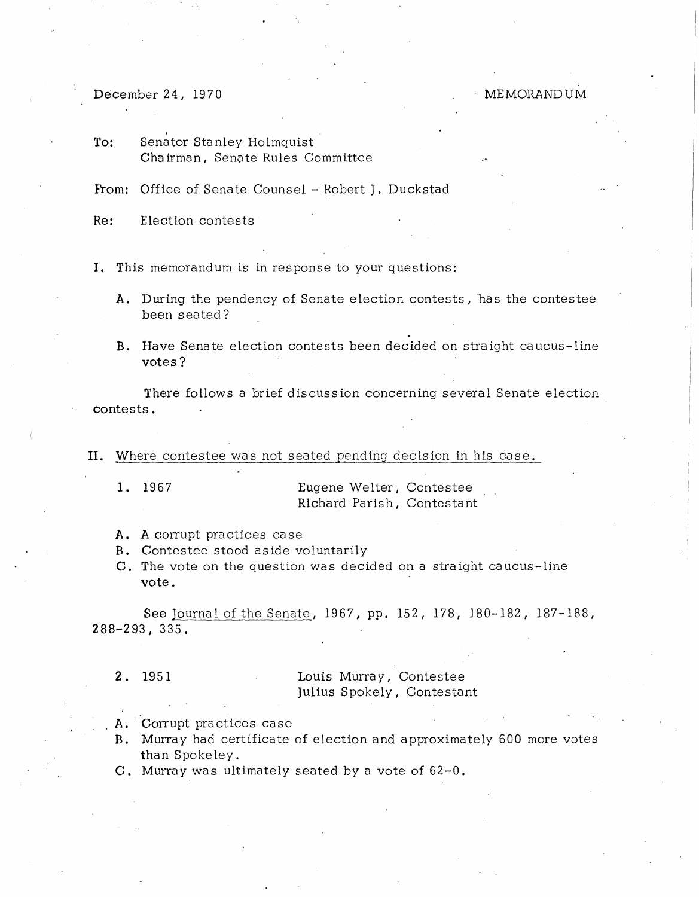December 24, 1970

MEMORANDUM

**To:** Senator Stanley Holmquist
Chairman, Senate Rules Committee

**From:** Office of Senate Counsel - Robert J. Duckstad

**Re:** Election contests

I. This memorandum is in response to your questions:

   A. During the pendency of Senate election contests, has the contestee been seated?

   B. Have Senate election contests been decided on straight caucus-line votes?

   There follows a brief discussion concerning several Senate election contests.

II. <u>Where contestee was not seated pending decision in his case.</u>

   1. 1967 — Eugene Welter, Contestee
      Richard Parish, Contestant

   A. A corrupt practices case
   B. Contestee stood aside voluntarily
   C. The vote on the question was decided on a straight caucus-line vote.

   See <u>Journal of the Senate</u>, 1967, pp. 152, 178, 180-182, 187-188, 288-293, 335.

   2. 1951 — Louis Murray, Contestee
      Julius Spokely, Contestant

   A. Corrupt practices case
   B. Murray had certificate of election and approximately 600 more votes than Spokeley.
   C. Murray was ultimately seated by a vote of 62-0.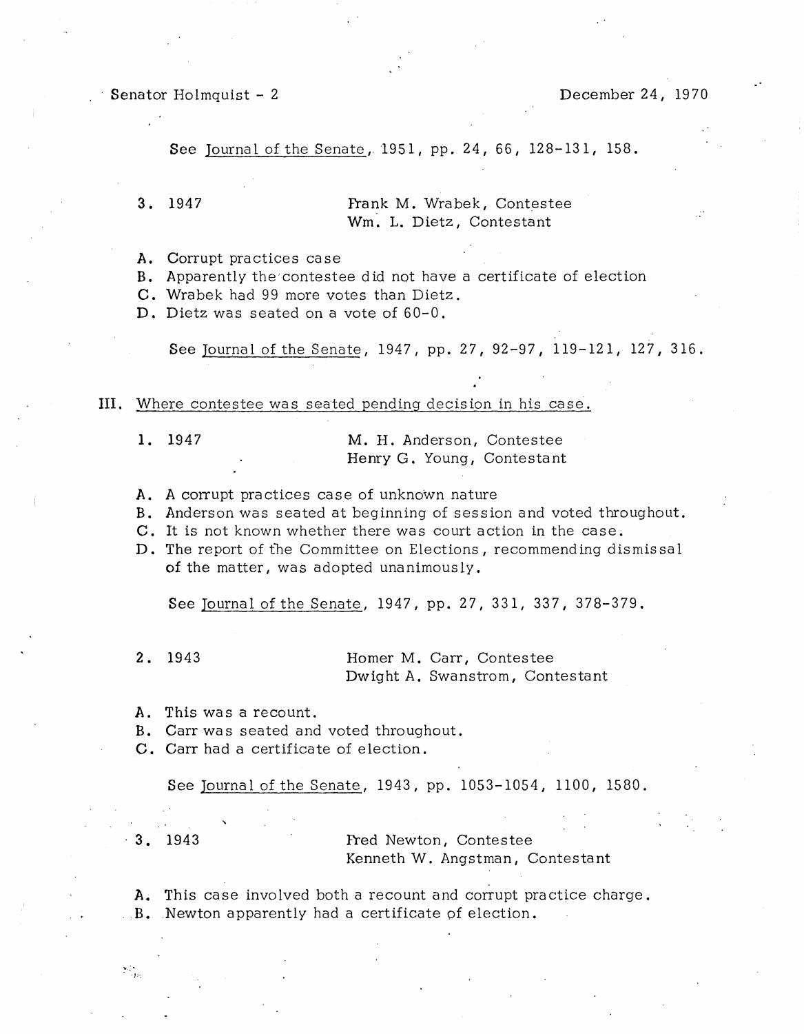See *Journal of the Senate*, 1951, pp. 24, 66, 128-131, 158.

3. 1947 — Frank M. Wrabek, Contestee; Wm. L. Dietz, Contestant

   A. Corrupt practices case
   B. Apparently the contestee did not have a certificate of election
   C. Wrabek had 99 more votes than Dietz.
   D. Dietz was seated on a vote of 60-0.

   See *Journal of the Senate*, 1947, pp. 27, 92-97, 119-121, 127, 316.

III. Where contestee was seated pending decision in his case.

1. 1947 — M. H. Anderson, Contestee; Henry G. Young, Contestant

   A. A corrupt practices case of unknown nature
   B. Anderson was seated at beginning of session and voted throughout.
   C. It is not known whether there was court action in the case.
   D. The report of the Committee on Elections, recommending dismissal of the matter, was adopted unanimously.

   See *Journal of the Senate*, 1947, pp. 27, 331, 337, 378-379.

2. 1943 — Homer M. Carr, Contestee; Dwight A. Swanstrom, Contestant

   A. This was a recount.
   B. Carr was seated and voted throughout.
   C. Carr had a certificate of election.

   See *Journal of the Senate*, 1943, pp. 1053-1054, 1100, 1580.

3. 1943 — Fred Newton, Contestee; Kenneth W. Angstman, Contestant

   A. This case involved both a recount and corrupt practice charge.
   B. Newton apparently had a certificate of election.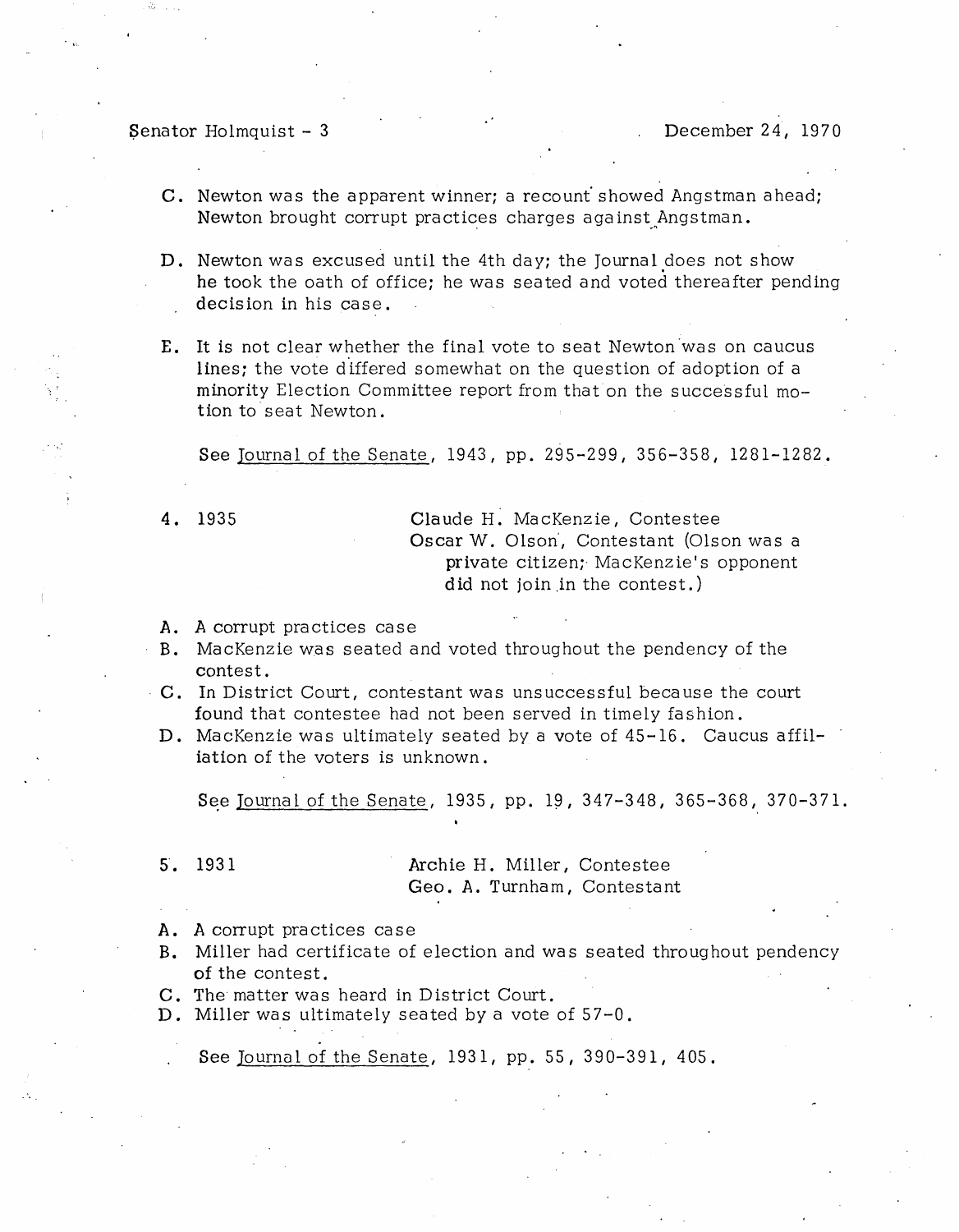C. Newton was the apparent winner; a recount showed Angstman ahead; Newton brought corrupt practices charges against Angstman.

D. Newton was excused until the 4th day; the Journal does not show he took the oath of office; he was seated and voted thereafter pending decision in his case.

E. It is not clear whether the final vote to seat Newton was on caucus lines; the vote differed somewhat on the question of adoption of a minority Election Committee report from that on the successful motion to seat Newton.

See Journal of the Senate, 1943, pp. 295-299, 356-358, 1281-1282.

4. 1935 — Claude H. MacKenzie, Contestee
Oscar W. Olson, Contestant (Olson was a private citizen; MacKenzie's opponent did not join in the contest.)

A. A corrupt practices case
B. MacKenzie was seated and voted throughout the pendency of the contest.
C. In District Court, contestant was unsuccessful because the court found that contestee had not been served in timely fashion.
D. MacKenzie was ultimately seated by a vote of 45-16. Caucus affiliation of the voters is unknown.

See Journal of the Senate, 1935, pp. 19, 347-348, 365-368, 370-371.

5. 1931 — Archie H. Miller, Contestee
Geo. A. Turnham, Contestant

A. A corrupt practices case
B. Miller had certificate of election and was seated throughout pendency of the contest.
C. The matter was heard in District Court.
D. Miller was ultimately seated by a vote of 57-0.

See Journal of the Senate, 1931, pp. 55, 390-391, 405.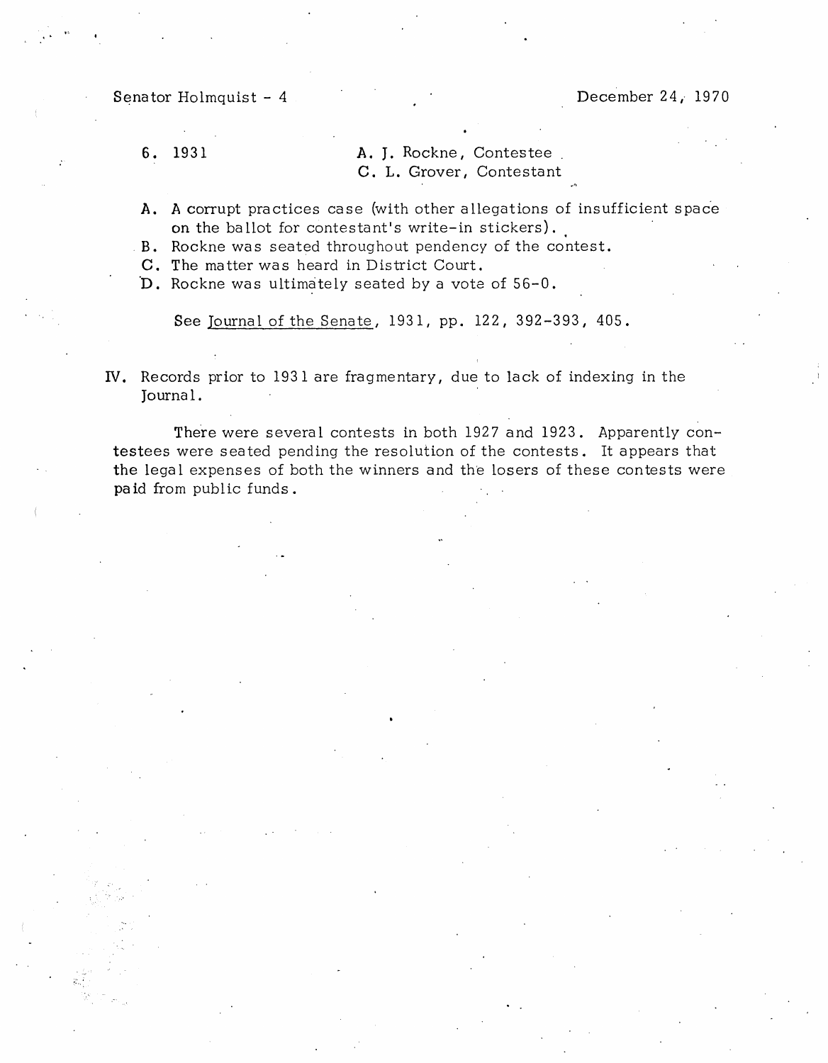6. 1931 — A. J. Rockne, Contestee; C. L. Grover, Contestant

A. A corrupt practices case (with other allegations of insufficient space on the ballot for contestant's write-in stickers).
B. Rockne was seated throughout pendency of the contest.
C. The matter was heard in District Court.
D. Rockne was ultimately seated by a vote of 56-0.

See Journal of the Senate, 1931, pp. 122, 392-393, 405.

IV. Records prior to 1931 are fragmentary, due to lack of indexing in the Journal.

There were several contests in both 1927 and 1923. Apparently contestees were seated pending the resolution of the contests. It appears that the legal expenses of both the winners and the losers of these contests were paid from public funds.